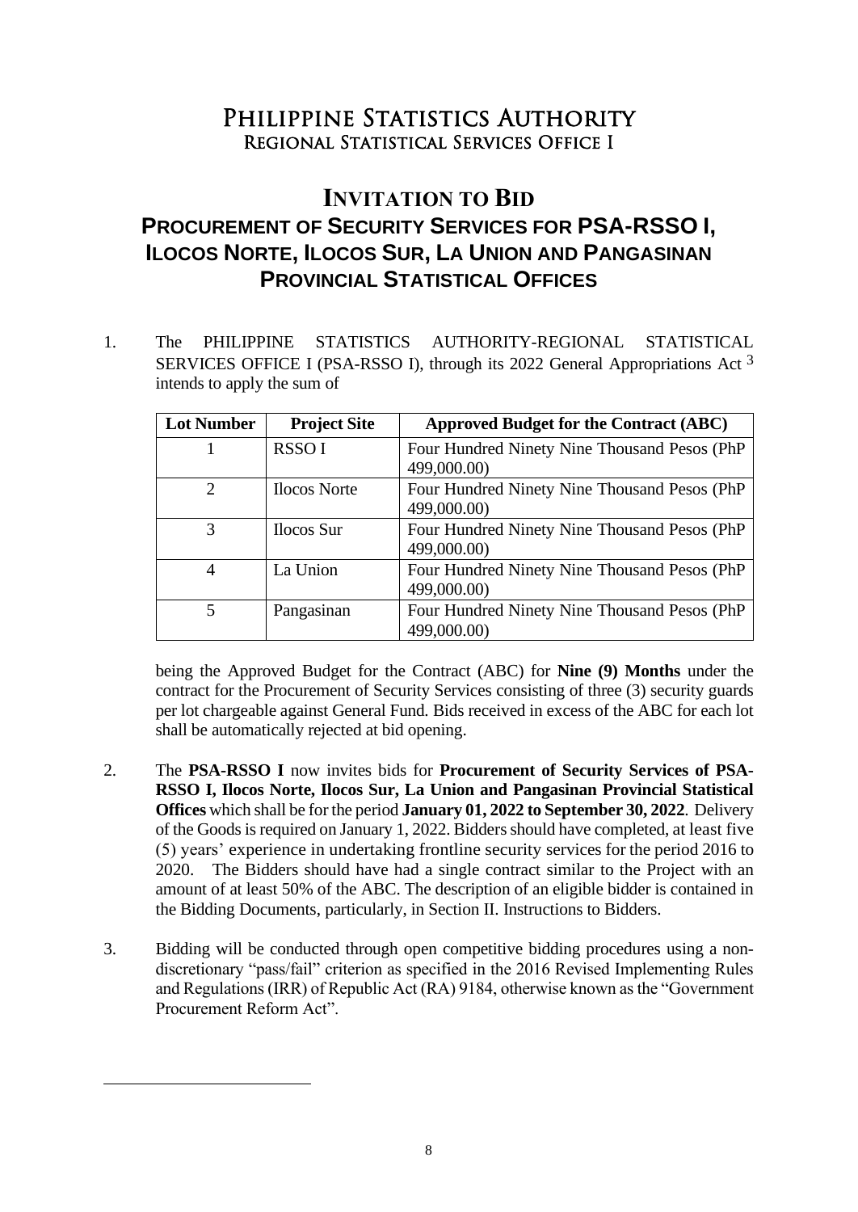# Philippine Statistics Authority
## Regional Statistical Services Office I

# Invitation to Bid
## Procurement of Security Services for PSA-RSSO I, Ilocos Norte, Ilocos Sur, La Union and Pangasinan Provincial Statistical Offices

1. The PHILIPPINE STATISTICS AUTHORITY-REGIONAL STATISTICAL SERVICES OFFICE I (PSA-RSSO I), through its 2022 General Appropriations Act [3] intends to apply the sum of

| Lot Number | Project Site | Approved Budget for the Contract (ABC) |
|---|---|---|
| 1 | RSSO I | Four Hundred Ninety Nine Thousand Pesos (PhP 499,000.00) |
| 2 | Ilocos Norte | Four Hundred Ninety Nine Thousand Pesos (PhP 499,000.00) |
| 3 | Ilocos Sur | Four Hundred Ninety Nine Thousand Pesos (PhP 499,000.00) |
| 4 | La Union | Four Hundred Ninety Nine Thousand Pesos (PhP 499,000.00) |
| 5 | Pangasinan | Four Hundred Ninety Nine Thousand Pesos (PhP 499,000.00) |

being the Approved Budget for the Contract (ABC) for **Nine (9) Months** under the contract for the Procurement of Security Services consisting of three (3) security guards per lot chargeable against General Fund. Bids received in excess of the ABC for each lot shall be automatically rejected at bid opening.

2. The **PSA-RSSO I** now invites bids for **Procurement of Security Services of PSA-RSSO I, Ilocos Norte, Ilocos Sur, La Union and Pangasinan Provincial Statistical Offices** which shall be for the period **January 01, 2022 to September 30, 2022**. Delivery of the Goods is required on January 1, 2022. Bidders should have completed, at least five (5) years' experience in undertaking frontline security services for the period 2016 to 2020. The Bidders should have had a single contract similar to the Project with an amount of at least 50% of the ABC. The description of an eligible bidder is contained in the Bidding Documents, particularly, in Section II. Instructions to Bidders.

3. Bidding will be conducted through open competitive bidding procedures using a non-discretionary "pass/fail" criterion as specified in the 2016 Revised Implementing Rules and Regulations (IRR) of Republic Act (RA) 9184, otherwise known as the "Government Procurement Reform Act".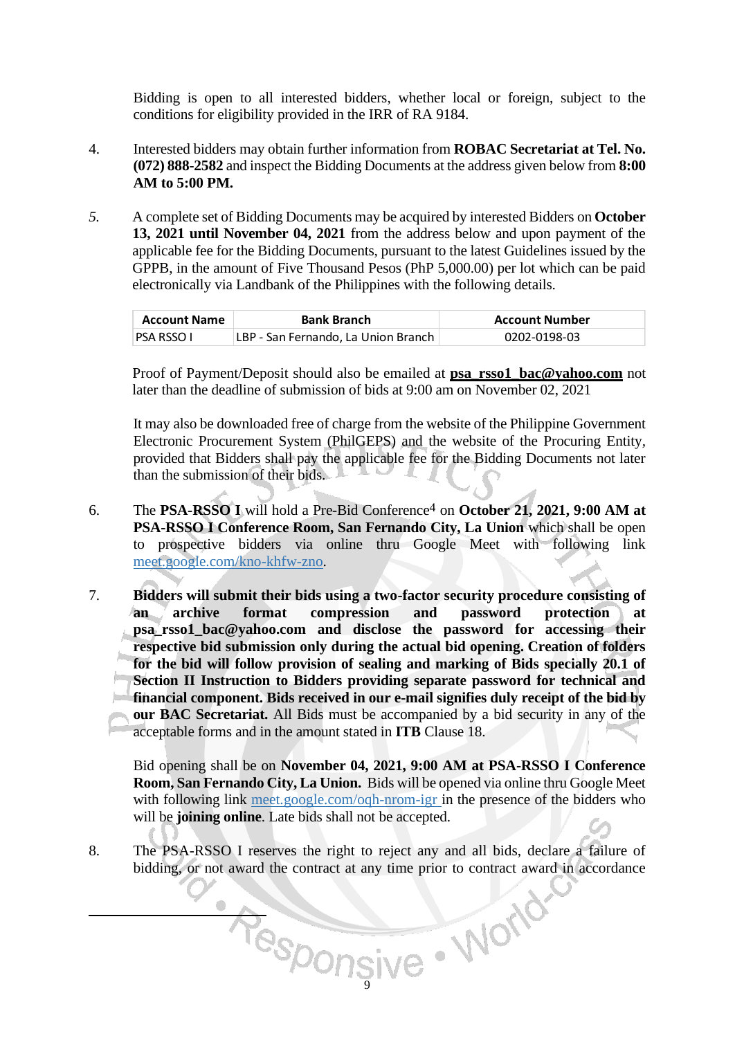Bidding is open to all interested bidders, whether local or foreign, subject to the conditions for eligibility provided in the IRR of RA 9184.

4. Interested bidders may obtain further information from **ROBAC Secretariat at Tel. No. (072) 888-2582** and inspect the Bidding Documents at the address given below from **8:00 AM to 5:00 PM.**

*5.* A complete set of Bidding Documents may be acquired by interested Bidders on **October 13, 2021 until November 04, 2021** from the address below and upon payment of the applicable fee for the Bidding Documents, pursuant to the latest Guidelines issued by the GPPB, in the amount of Five Thousand Pesos (PhP 5,000.00) per lot which can be paid electronically via Landbank of the Philippines with the following details.

| Account Name | Bank Branch | Account Number |
|---|---|---|
| PSA RSSO I | LBP - San Fernando, La Union Branch | 0202-0198-03 |

Proof of Payment/Deposit should also be emailed at **psa_rsso1_bac@yahoo.com** not later than the deadline of submission of bids at 9:00 am on November 02, 2021

It may also be downloaded free of charge from the website of the Philippine Government Electronic Procurement System (PhilGEPS) and the website of the Procuring Entity, provided that Bidders shall pay the applicable fee for the Bidding Documents not later than the submission of their bids.

6. The **PSA-RSSO I** will hold a Pre-Bid Conference[4] on **October 21, 2021, 9:00 AM at PSA-RSSO I Conference Room, San Fernando City, La Union** which shall be open to prospective bidders via online thru Google Meet with following link meet.google.com/kno-khfw-zno.

7. **Bidders will submit their bids using a two-factor security procedure consisting of an archive format compression and password protection at psa_rsso1_bac@yahoo.com and disclose the password for accessing their respective bid submission only during the actual bid opening. Creation of folders for the bid will follow provision of sealing and marking of Bids specially 20.1 of Section II Instruction to Bidders providing separate password for technical and financial component. Bids received in our e-mail signifies duly receipt of the bid by our BAC Secretariat.** All Bids must be accompanied by a bid security in any of the acceptable forms and in the amount stated in **ITB** Clause 18.

   Bid opening shall be on **November 04, 2021, 9:00 AM at PSA-RSSO I Conference Room, San Fernando City, La Union.** Bids will be opened via online thru Google Meet with following link meet.google.com/oqh-nrom-igr in the presence of the bidders who will be **joining online**. Late bids shall not be accepted.

8. The PSA-RSSO I reserves the right to reject any and all bids, declare a failure of bidding, or not award the contract at any time prior to contract award in accordance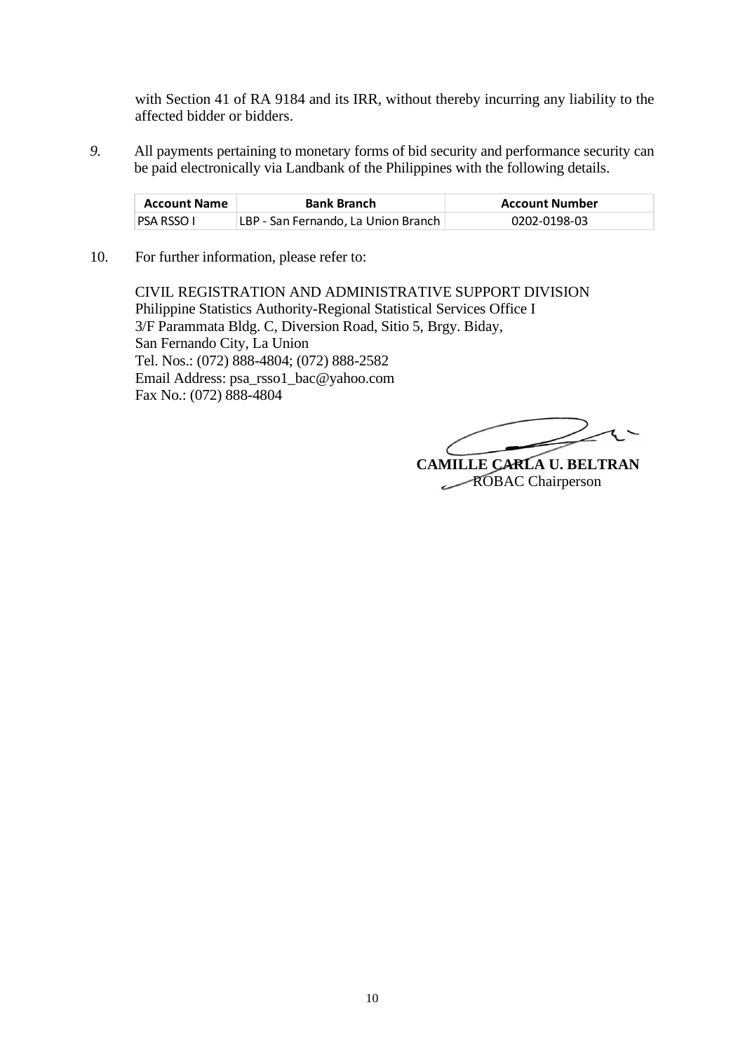with Section 41 of RA 9184 and its IRR, without thereby incurring any liability to the affected bidder or bidders.

*9.* All payments pertaining to monetary forms of bid security and performance security can be paid electronically via Landbank of the Philippines with the following details.

| Account Name | Bank Branch | Account Number |
|---|---|---|
| PSA RSSO I | LBP - San Fernando, La Union Branch | 0202-0198-03 |

10. For further information, please refer to:

CIVIL REGISTRATION AND ADMINISTRATIVE SUPPORT DIVISION
Philippine Statistics Authority-Regional Statistical Services Office I
3/F Parammata Bldg. C, Diversion Road, Sitio 5, Brgy. Biday,
San Fernando City, La Union
Tel. Nos.: (072) 888-4804; (072) 888-2582
Email Address: psa_rsso1_bac@yahoo.com
Fax No.: (072) 888-4804

**CAMILLE CARLA U. BELTRAN**
ROBAC Chairperson